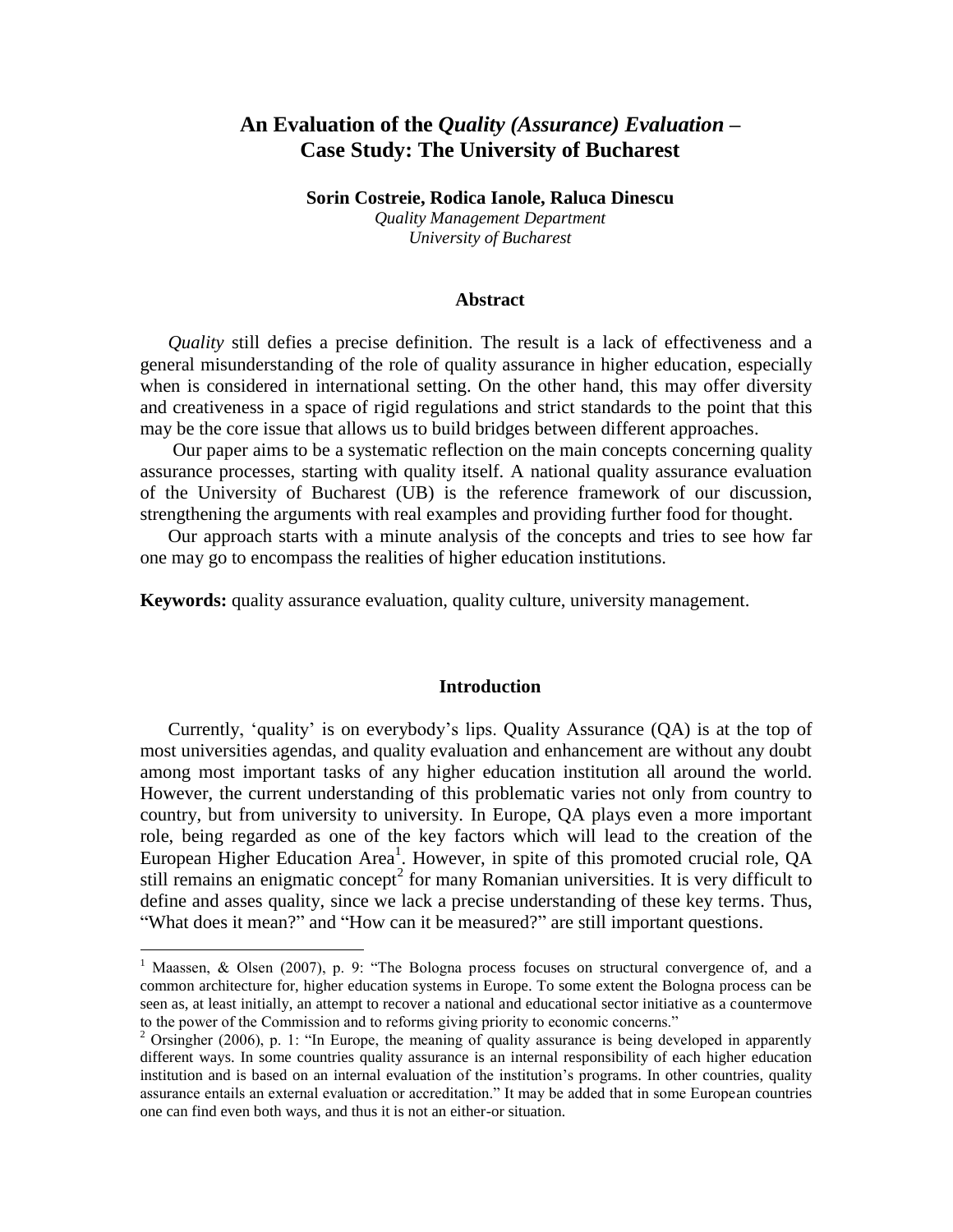# An Evaluation of the *Quality (Assurance) Evaluation* – Case Study: The University of Bucharest

**Sorin Costreie, Rodica Ianole, Raluca Dinescu**

*Quality Management Department*
*University of Bucharest*

## Abstract

*Quality* still defies a precise definition. The result is a lack of effectiveness and a general misunderstanding of the role of quality assurance in higher education, especially when is considered in international setting. On the other hand, this may offer diversity and creativeness in a space of rigid regulations and strict standards to the point that this may be the core issue that allows us to build bridges between different approaches.

Our paper aims to be a systematic reflection on the main concepts concerning quality assurance processes, starting with quality itself. A national quality assurance evaluation of the University of Bucharest (UB) is the reference framework of our discussion, strengthening the arguments with real examples and providing further food for thought.

Our approach starts with a minute analysis of the concepts and tries to see how far one may go to encompass the realities of higher education institutions.

**Keywords:** quality assurance evaluation, quality culture, university management.

## Introduction

Currently, 'quality' is on everybody's lips. Quality Assurance (QA) is at the top of most universities agendas, and quality evaluation and enhancement are without any doubt among most important tasks of any higher education institution all around the world. However, the current understanding of this problematic varies not only from country to country, but from university to university. In Europe, QA plays even a more important role, being regarded as one of the key factors which will lead to the creation of the European Higher Education Area[1]. However, in spite of this promoted crucial role, QA still remains an enigmatic concept[2] for many Romanian universities. It is very difficult to define and asses quality, since we lack a precise understanding of these key terms. Thus, "What does it mean?" and "How can it be measured?" are still important questions.

---

[1] Maassen, & Olsen (2007), p. 9: "The Bologna process focuses on structural convergence of, and a common architecture for, higher education systems in Europe. To some extent the Bologna process can be seen as, at least initially, an attempt to recover a national and educational sector initiative as a countermove to the power of the Commission and to reforms giving priority to economic concerns."

[2] Orsingher (2006), p. 1: "In Europe, the meaning of quality assurance is being developed in apparently different ways. In some countries quality assurance is an internal responsibility of each higher education institution and is based on an internal evaluation of the institution's programs. In other countries, quality assurance entails an external evaluation or accreditation." It may be added that in some European countries one can find even both ways, and thus it is not an either-or situation.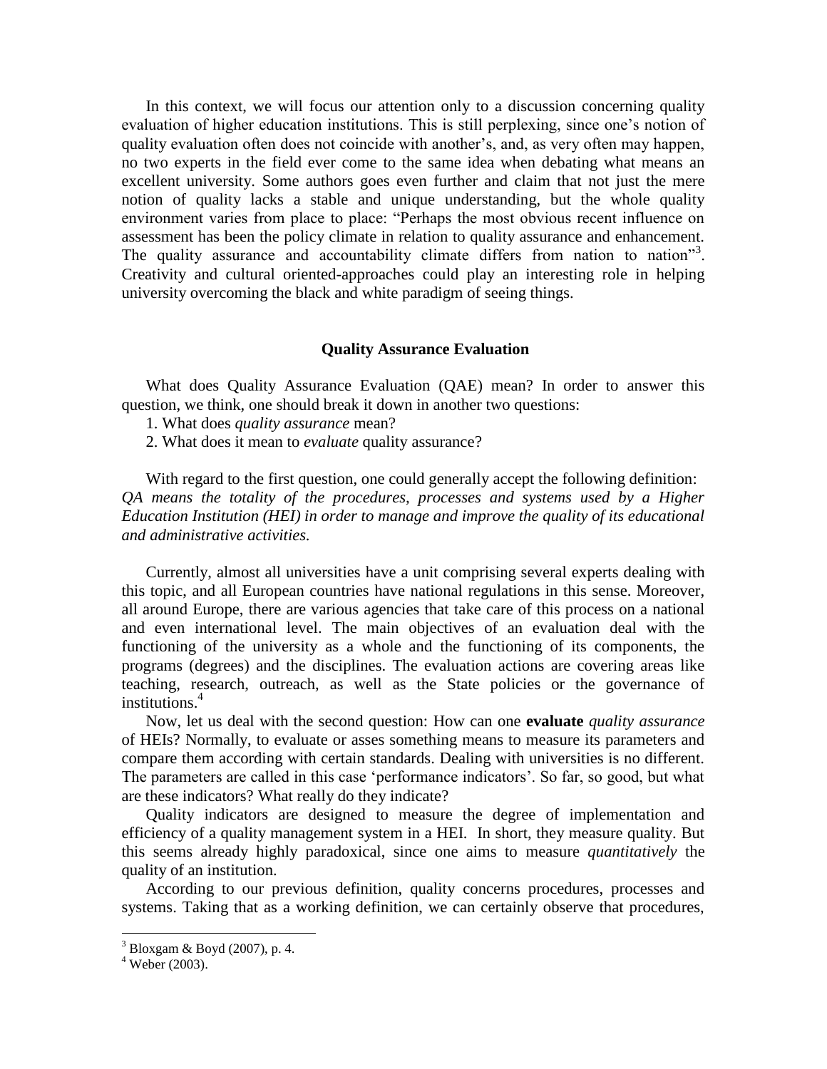In this context, we will focus our attention only to a discussion concerning quality evaluation of higher education institutions. This is still perplexing, since one's notion of quality evaluation often does not coincide with another's, and, as very often may happen, no two experts in the field ever come to the same idea when debating what means an excellent university. Some authors goes even further and claim that not just the mere notion of quality lacks a stable and unique understanding, but the whole quality environment varies from place to place: "Perhaps the most obvious recent influence on assessment has been the policy climate in relation to quality assurance and enhancement. The quality assurance and accountability climate differs from nation to nation"[3]. Creativity and cultural oriented-approaches could play an interesting role in helping university overcoming the black and white paradigm of seeing things.

## Quality Assurance Evaluation

What does Quality Assurance Evaluation (QAE) mean? In order to answer this question, we think, one should break it down in another two questions:

1. What does *quality assurance* mean?
2. What does it mean to *evaluate* quality assurance?

With regard to the first question, one could generally accept the following definition: *QA means the totality of the procedures, processes and systems used by a Higher Education Institution (HEI) in order to manage and improve the quality of its educational and administrative activities.*

Currently, almost all universities have a unit comprising several experts dealing with this topic, and all European countries have national regulations in this sense. Moreover, all around Europe, there are various agencies that take care of this process on a national and even international level. The main objectives of an evaluation deal with the functioning of the university as a whole and the functioning of its components, the programs (degrees) and the disciplines. The evaluation actions are covering areas like teaching, research, outreach, as well as the State policies or the governance of institutions.[4]

Now, let us deal with the second question: How can one **evaluate** *quality assurance* of HEIs? Normally, to evaluate or asses something means to measure its parameters and compare them according with certain standards. Dealing with universities is no different. The parameters are called in this case 'performance indicators'. So far, so good, but what are these indicators? What really do they indicate?

Quality indicators are designed to measure the degree of implementation and efficiency of a quality management system in a HEI. In short, they measure quality. But this seems already highly paradoxical, since one aims to measure *quantitatively* the quality of an institution.

According to our previous definition, quality concerns procedures, processes and systems. Taking that as a working definition, we can certainly observe that procedures,

---

[3] Bloxgam & Boyd (2007), p. 4.

[4] Weber (2003).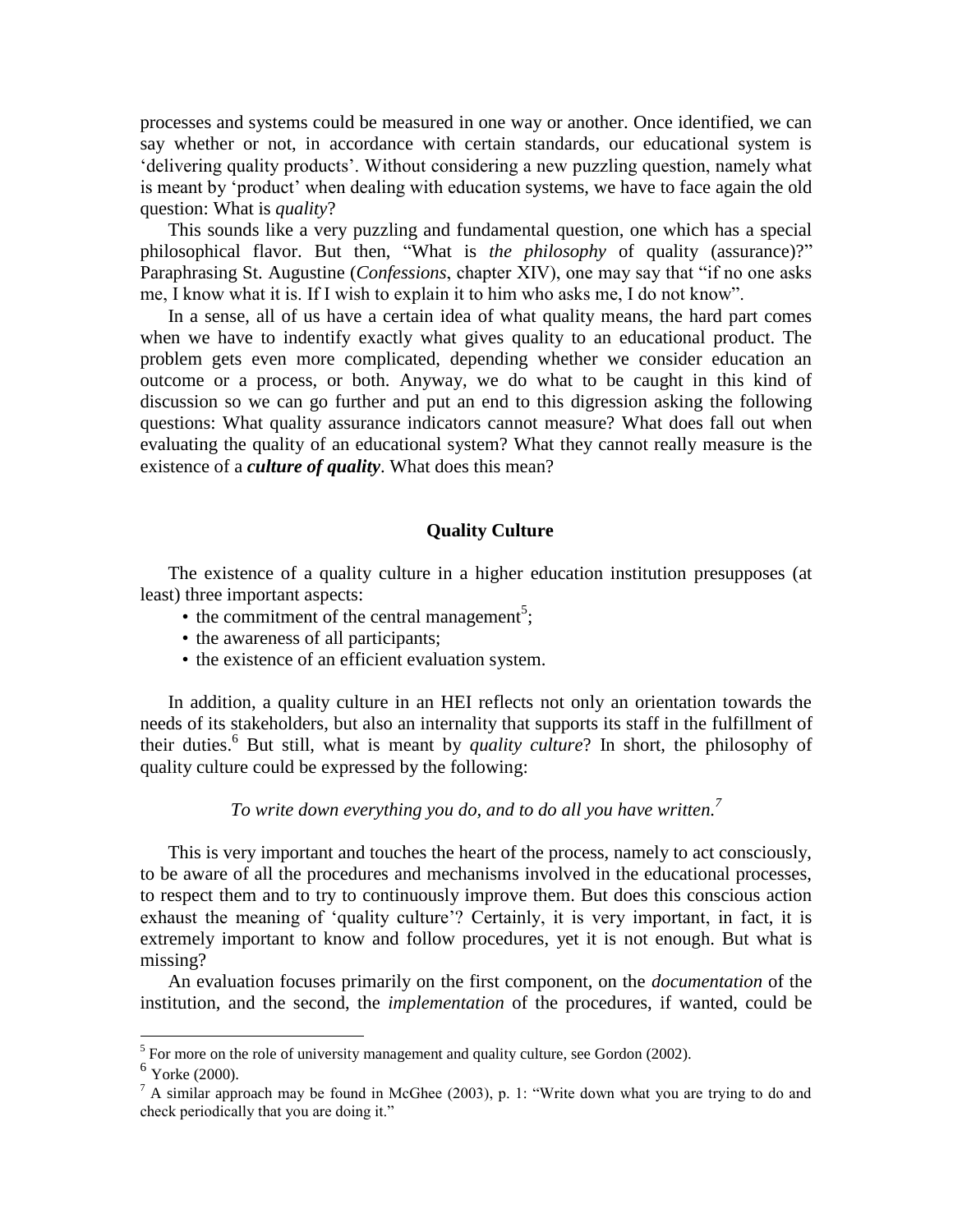processes and systems could be measured in one way or another. Once identified, we can say whether or not, in accordance with certain standards, our educational system is 'delivering quality products'. Without considering a new puzzling question, namely what is meant by 'product' when dealing with education systems, we have to face again the old question: What is *quality*?

This sounds like a very puzzling and fundamental question, one which has a special philosophical flavor. But then, "What is *the philosophy* of quality (assurance)?" Paraphrasing St. Augustine (*Confessions*, chapter XIV), one may say that "if no one asks me, I know what it is. If I wish to explain it to him who asks me, I do not know".

In a sense, all of us have a certain idea of what quality means, the hard part comes when we have to indentify exactly what gives quality to an educational product. The problem gets even more complicated, depending whether we consider education an outcome or a process, or both. Anyway, we do what to be caught in this kind of discussion so we can go further and put an end to this digression asking the following questions: What quality assurance indicators cannot measure? What does fall out when evaluating the quality of an educational system? What they cannot really measure is the existence of a ***culture of quality***. What does this mean?

## Quality Culture

The existence of a quality culture in a higher education institution presupposes (at least) three important aspects:

- the commitment of the central management[5];
- the awareness of all participants;
- the existence of an efficient evaluation system.

In addition, a quality culture in an HEI reflects not only an orientation towards the needs of its stakeholders, but also an internality that supports its staff in the fulfillment of their duties.[6] But still, what is meant by *quality culture*? In short, the philosophy of quality culture could be expressed by the following:

*To write down everything you do, and to do all you have written.*[7]

This is very important and touches the heart of the process, namely to act consciously, to be aware of all the procedures and mechanisms involved in the educational processes, to respect them and to try to continuously improve them. But does this conscious action exhaust the meaning of 'quality culture'? Certainly, it is very important, in fact, it is extremely important to know and follow procedures, yet it is not enough. But what is missing?

An evaluation focuses primarily on the first component, on the *documentation* of the institution, and the second, the *implementation* of the procedures, if wanted, could be

---

[5] For more on the role of university management and quality culture, see Gordon (2002).

[6] Yorke (2000).

[7] A similar approach may be found in McGhee (2003), p. 1: "Write down what you are trying to do and check periodically that you are doing it."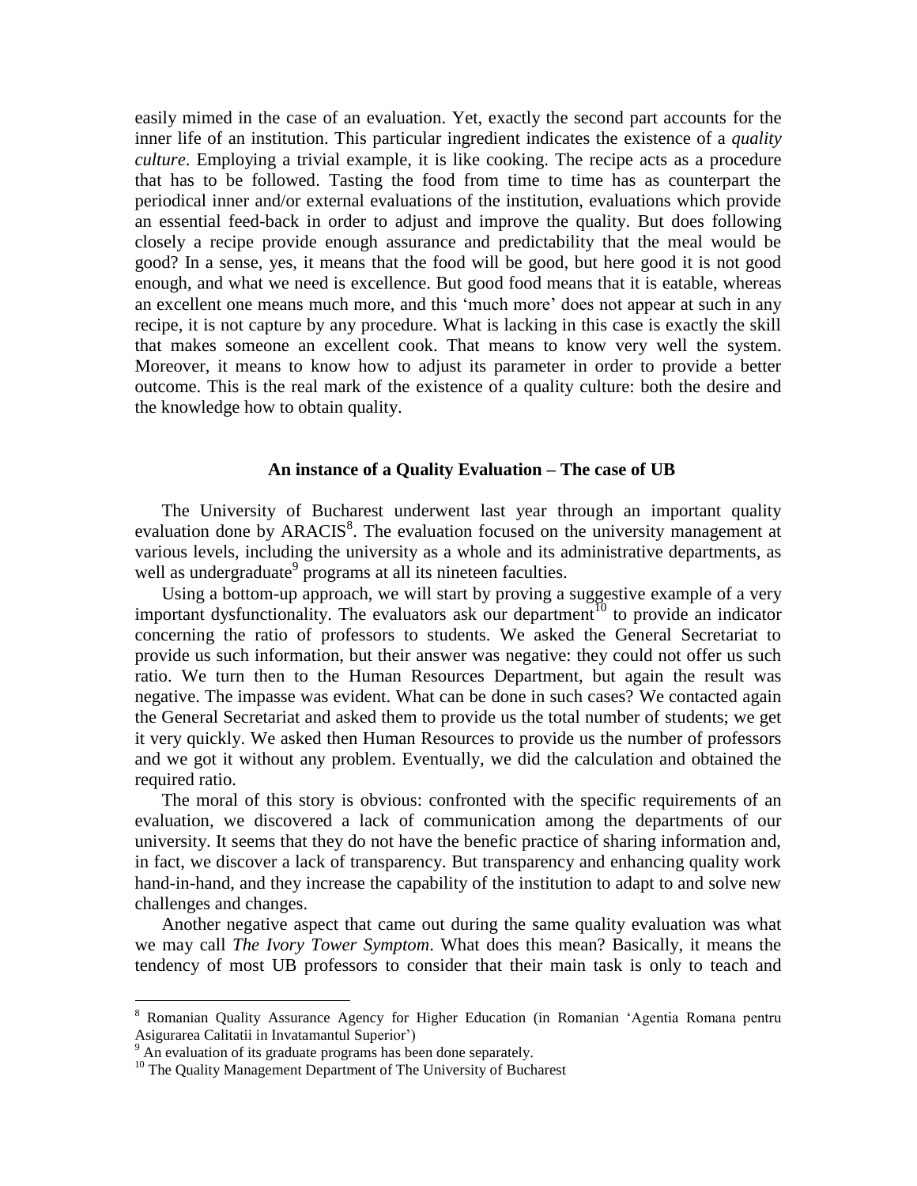easily mimed in the case of an evaluation. Yet, exactly the second part accounts for the inner life of an institution. This particular ingredient indicates the existence of a *quality culture*. Employing a trivial example, it is like cooking. The recipe acts as a procedure that has to be followed. Tasting the food from time to time has as counterpart the periodical inner and/or external evaluations of the institution, evaluations which provide an essential feed-back in order to adjust and improve the quality. But does following closely a recipe provide enough assurance and predictability that the meal would be good? In a sense, yes, it means that the food will be good, but here good it is not good enough, and what we need is excellence. But good food means that it is eatable, whereas an excellent one means much more, and this 'much more' does not appear at such in any recipe, it is not capture by any procedure. What is lacking in this case is exactly the skill that makes someone an excellent cook. That means to know very well the system. Moreover, it means to know how to adjust its parameter in order to provide a better outcome. This is the real mark of the existence of a quality culture: both the desire and the knowledge how to obtain quality.

## An instance of a Quality Evaluation – The case of UB

The University of Bucharest underwent last year through an important quality evaluation done by ARACIS[8]. The evaluation focused on the university management at various levels, including the university as a whole and its administrative departments, as well as undergraduate[9] programs at all its nineteen faculties.

Using a bottom-up approach, we will start by proving a suggestive example of a very important dysfunctionality. The evaluators ask our department[10] to provide an indicator concerning the ratio of professors to students. We asked the General Secretariat to provide us such information, but their answer was negative: they could not offer us such ratio. We turn then to the Human Resources Department, but again the result was negative. The impasse was evident. What can be done in such cases? We contacted again the General Secretariat and asked them to provide us the total number of students; we get it very quickly. We asked then Human Resources to provide us the number of professors and we got it without any problem. Eventually, we did the calculation and obtained the required ratio.

The moral of this story is obvious: confronted with the specific requirements of an evaluation, we discovered a lack of communication among the departments of our university. It seems that they do not have the benefic practice of sharing information and, in fact, we discover a lack of transparency. But transparency and enhancing quality work hand-in-hand, and they increase the capability of the institution to adapt to and solve new challenges and changes.

Another negative aspect that came out during the same quality evaluation was what we may call *The Ivory Tower Symptom*. What does this mean? Basically, it means the tendency of most UB professors to consider that their main task is only to teach and

---

[8] Romanian Quality Assurance Agency for Higher Education (in Romanian 'Agentia Romana pentru Asigurarea Calitatii in Invatamantul Superior')

[9] An evaluation of its graduate programs has been done separately.

[10] The Quality Management Department of The University of Bucharest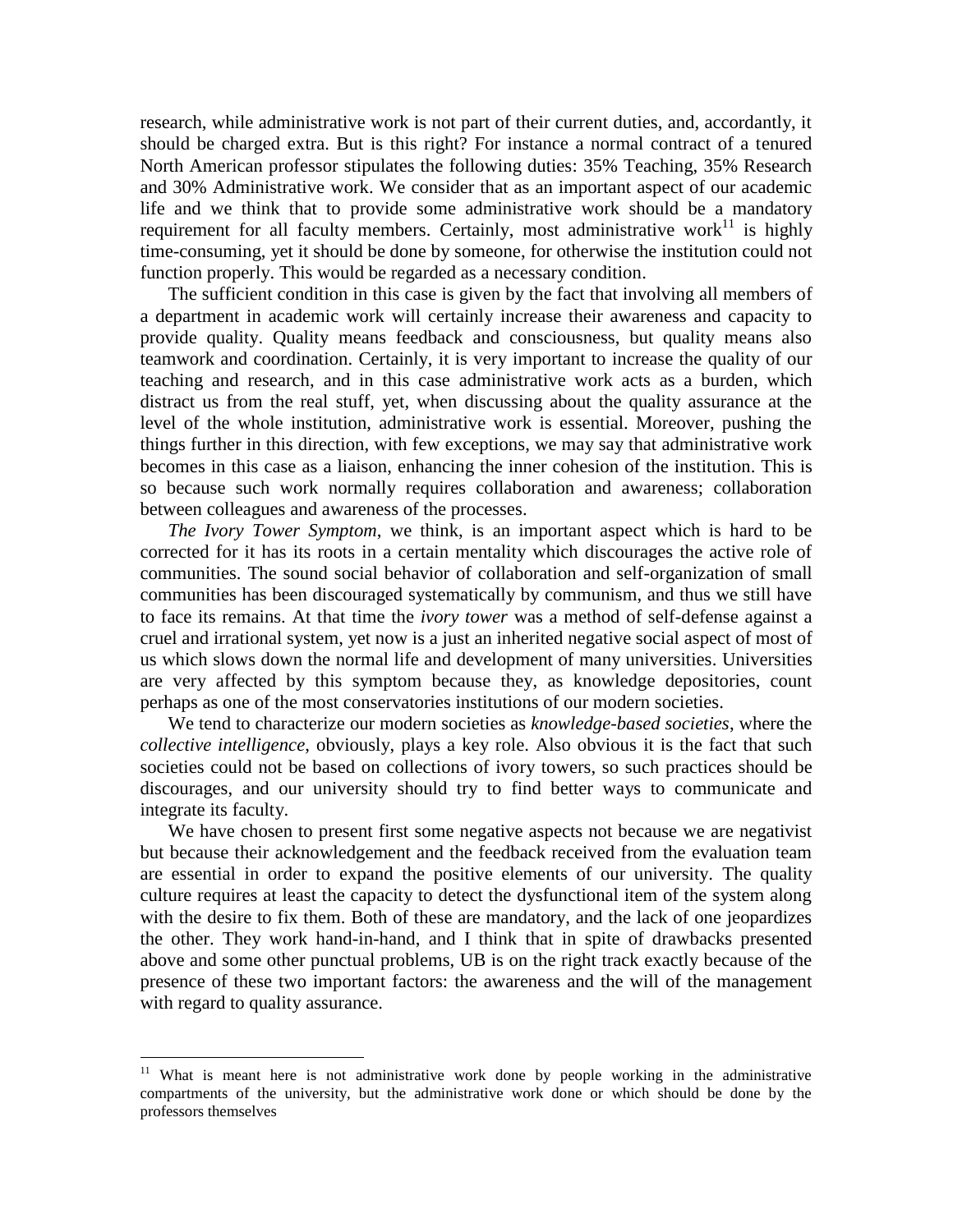research, while administrative work is not part of their current duties, and, accordantly, it should be charged extra. But is this right? For instance a normal contract of a tenured North American professor stipulates the following duties: 35% Teaching, 35% Research and 30% Administrative work. We consider that as an important aspect of our academic life and we think that to provide some administrative work should be a mandatory requirement for all faculty members. Certainly, most administrative work[11] is highly time-consuming, yet it should be done by someone, for otherwise the institution could not function properly. This would be regarded as a necessary condition.

The sufficient condition in this case is given by the fact that involving all members of a department in academic work will certainly increase their awareness and capacity to provide quality. Quality means feedback and consciousness, but quality means also teamwork and coordination. Certainly, it is very important to increase the quality of our teaching and research, and in this case administrative work acts as a burden, which distract us from the real stuff, yet, when discussing about the quality assurance at the level of the whole institution, administrative work is essential. Moreover, pushing the things further in this direction, with few exceptions, we may say that administrative work becomes in this case as a liaison, enhancing the inner cohesion of the institution. This is so because such work normally requires collaboration and awareness; collaboration between colleagues and awareness of the processes.

*The Ivory Tower Symptom*, we think, is an important aspect which is hard to be corrected for it has its roots in a certain mentality which discourages the active role of communities. The sound social behavior of collaboration and self-organization of small communities has been discouraged systematically by communism, and thus we still have to face its remains. At that time the *ivory tower* was a method of self-defense against a cruel and irrational system, yet now is a just an inherited negative social aspect of most of us which slows down the normal life and development of many universities. Universities are very affected by this symptom because they, as knowledge depositories, count perhaps as one of the most conservatories institutions of our modern societies.

We tend to characterize our modern societies as *knowledge-based societies*, where the *collective intelligence*, obviously, plays a key role. Also obvious it is the fact that such societies could not be based on collections of ivory towers, so such practices should be discourages, and our university should try to find better ways to communicate and integrate its faculty.

We have chosen to present first some negative aspects not because we are negativist but because their acknowledgement and the feedback received from the evaluation team are essential in order to expand the positive elements of our university. The quality culture requires at least the capacity to detect the dysfunctional item of the system along with the desire to fix them. Both of these are mandatory, and the lack of one jeopardizes the other. They work hand-in-hand, and I think that in spite of drawbacks presented above and some other punctual problems, UB is on the right track exactly because of the presence of these two important factors: the awareness and the will of the management with regard to quality assurance.

---

[11] What is meant here is not administrative work done by people working in the administrative compartments of the university, but the administrative work done or which should be done by the professors themselves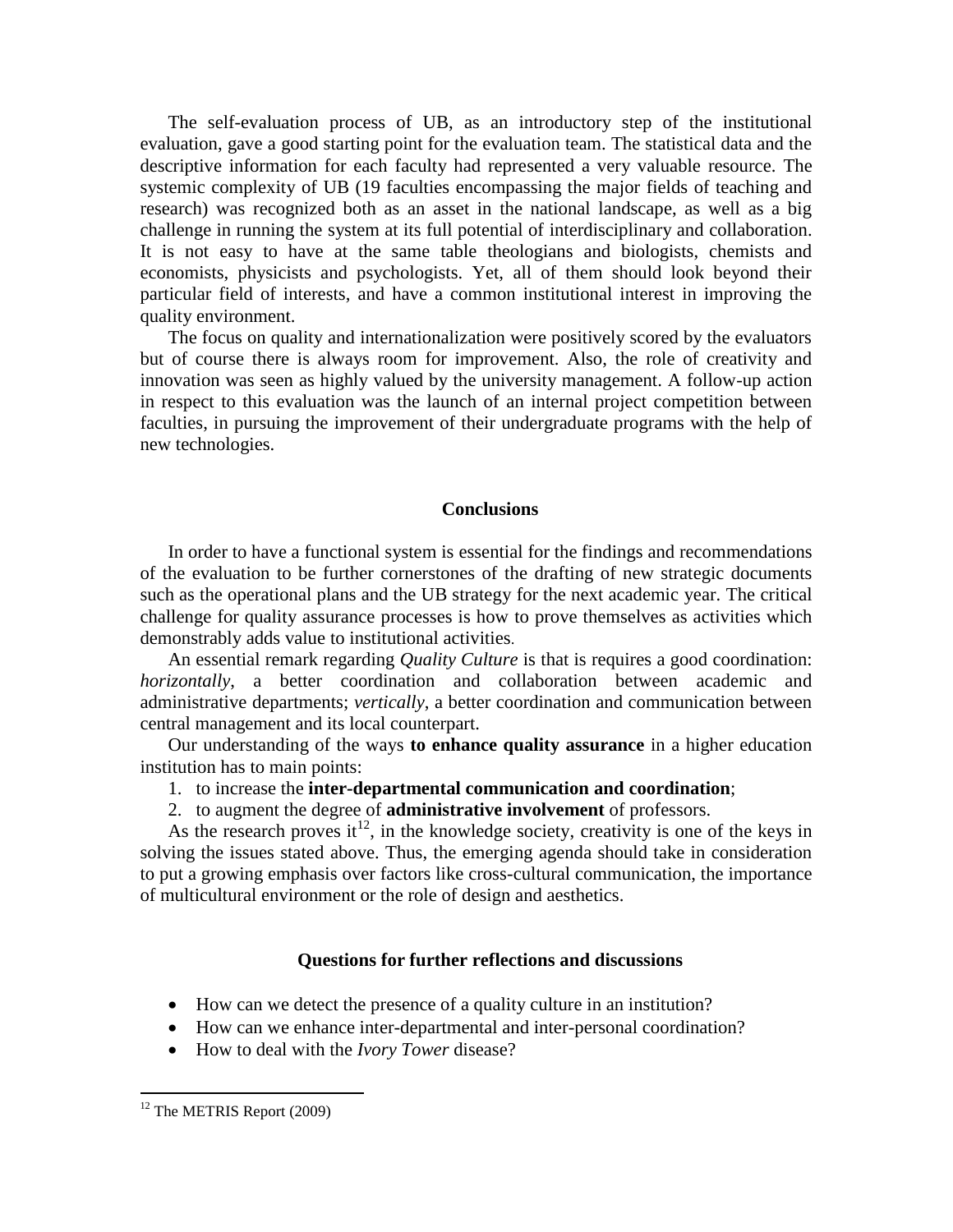The self-evaluation process of UB, as an introductory step of the institutional evaluation, gave a good starting point for the evaluation team. The statistical data and the descriptive information for each faculty had represented a very valuable resource. The systemic complexity of UB (19 faculties encompassing the major fields of teaching and research) was recognized both as an asset in the national landscape, as well as a big challenge in running the system at its full potential of interdisciplinary and collaboration. It is not easy to have at the same table theologians and biologists, chemists and economists, physicists and psychologists. Yet, all of them should look beyond their particular field of interests, and have a common institutional interest in improving the quality environment.

The focus on quality and internationalization were positively scored by the evaluators but of course there is always room for improvement. Also, the role of creativity and innovation was seen as highly valued by the university management. A follow-up action in respect to this evaluation was the launch of an internal project competition between faculties, in pursuing the improvement of their undergraduate programs with the help of new technologies.

## Conclusions

In order to have a functional system is essential for the findings and recommendations of the evaluation to be further cornerstones of the drafting of new strategic documents such as the operational plans and the UB strategy for the next academic year. The critical challenge for quality assurance processes is how to prove themselves as activities which demonstrably adds value to institutional activities.

An essential remark regarding *Quality Culture* is that is requires a good coordination: *horizontally*, a better coordination and collaboration between academic and administrative departments; *vertically*, a better coordination and communication between central management and its local counterpart.

Our understanding of the ways **to enhance quality assurance** in a higher education institution has to main points:

1. to increase the **inter-departmental communication and coordination**;
2. to augment the degree of **administrative involvement** of professors.

As the research proves it[12], in the knowledge society, creativity is one of the keys in solving the issues stated above. Thus, the emerging agenda should take in consideration to put a growing emphasis over factors like cross-cultural communication, the importance of multicultural environment or the role of design and aesthetics.

## Questions for further reflections and discussions

- How can we detect the presence of a quality culture in an institution?
- How can we enhance inter-departmental and inter-personal coordination?
- How to deal with the *Ivory Tower* disease?

[12] The METRIS Report (2009)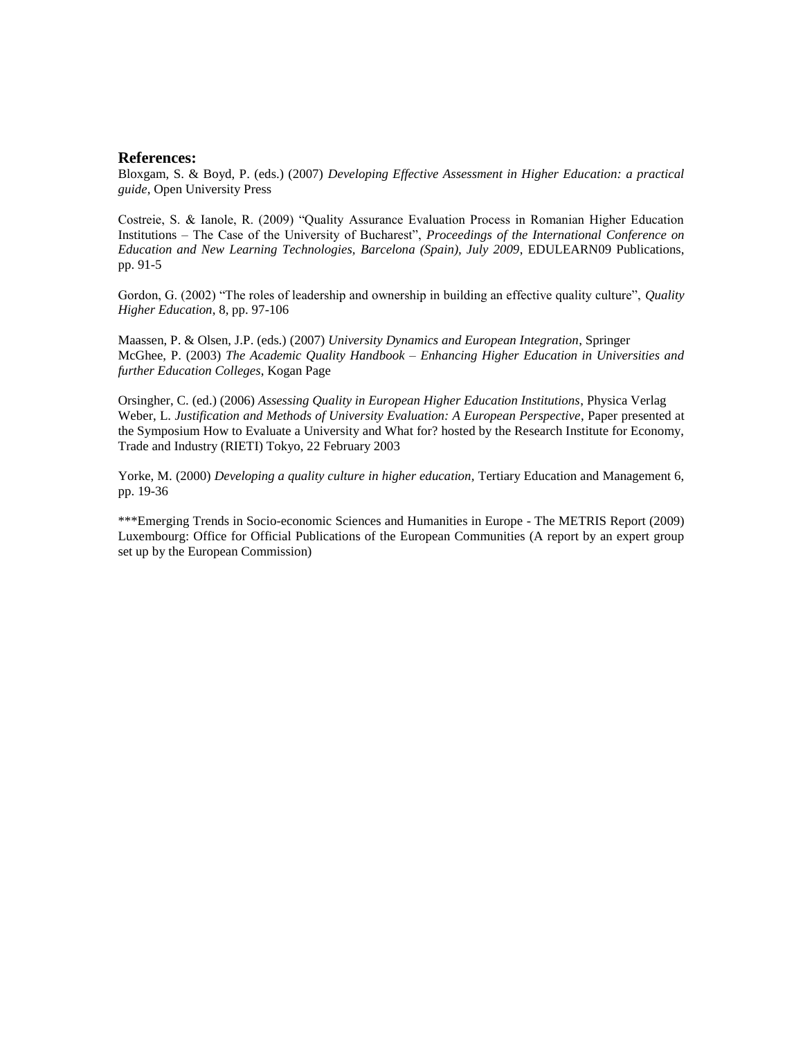## References:

Bloxgam, S. & Boyd, P. (eds.) (2007) *Developing Effective Assessment in Higher Education: a practical guide*, Open University Press

Costreie, S. & Ianole, R. (2009) "Quality Assurance Evaluation Process in Romanian Higher Education Institutions – The Case of the University of Bucharest", *Proceedings of the International Conference on Education and New Learning Technologies, Barcelona (Spain), July 2009*, EDULEARN09 Publications, pp. 91-5

Gordon, G. (2002) "The roles of leadership and ownership in building an effective quality culture", *Quality Higher Education*, 8, pp. 97-106

Maassen, P. & Olsen, J.P. (eds.) (2007) *University Dynamics and European Integration*, Springer
McGhee, P. (2003) *The Academic Quality Handbook – Enhancing Higher Education in Universities and further Education Colleges*, Kogan Page

Orsingher, C. (ed.) (2006) *Assessing Quality in European Higher Education Institutions*, Physica Verlag
Weber, L. *Justification and Methods of University Evaluation: A European Perspective*, Paper presented at the Symposium How to Evaluate a University and What for? hosted by the Research Institute for Economy, Trade and Industry (RIETI) Tokyo, 22 February 2003

Yorke, M. (2000) *Developing a quality culture in higher education*, Tertiary Education and Management 6, pp. 19-36

***Emerging Trends in Socio-economic Sciences and Humanities in Europe - The METRIS Report (2009) Luxembourg: Office for Official Publications of the European Communities (A report by an expert group set up by the European Commission)